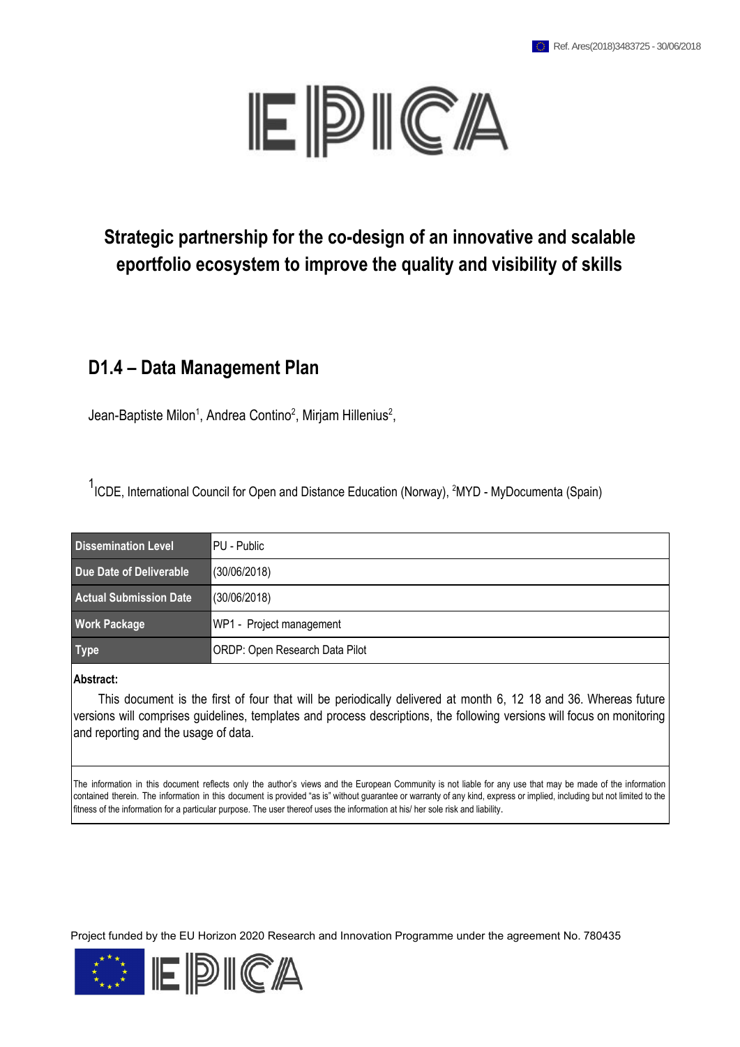Ref. Ares(2018)3483725 - 30/06/2018

# EPICA

## Strategic partnership for the co-design of an innovative and scalable eportfolio ecosystem to improve the quality and visibility of skills

# D1.4 – Data Management Plan

Jean-Baptiste Milon[1], Andrea Contino[2], Mirjam Hillenius[2],

[1]ICDE, International Council for Open and Distance Education (Norway), [2]MYD - MyDocumenta (Spain)

| **Dissemination Level** | PU - Public |
|---|---|
| **Due Date of Deliverable** | (30/06/2018) |
| **Actual Submission Date** | (30/06/2018) |
| **Work Package** | WP1 - Project management |
| **Type** | ORDP: Open Research Data Pilot |

**Abstract:**

This document is the first of four that will be periodically delivered at month 6, 12 18 and 36. Whereas future versions will comprises guidelines, templates and process descriptions, the following versions will focus on monitoring and reporting and the usage of data.

The information in this document reflects only the author's views and the European Community is not liable for any use that may be made of the information contained therein. The information in this document is provided "as is" without guarantee or warranty of any kind, express or implied, including but not limited to the fitness of the information for a particular purpose. The user thereof uses the information at his/ her sole risk and liability.

Project funded by the EU Horizon 2020 Research and Innovation Programme under the agreement No. 780435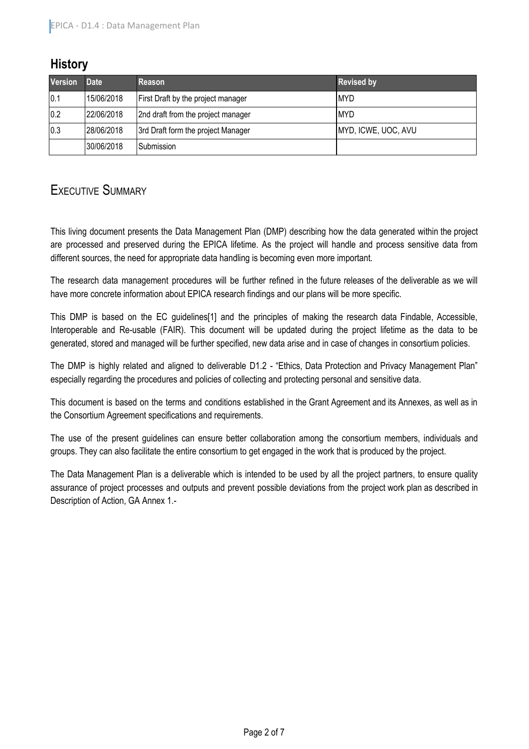## History

| Version | Date | Reason | Revised by |
|---|---|---|---|
| 0.1 | 15/06/2018 | First Draft by the project manager | MYD |
| 0.2 | 22/06/2018 | 2nd draft from the project manager | MYD |
| 0.3 | 28/06/2018 | 3rd Draft form the project Manager | MYD, ICWE, UOC, AVU |
| | 30/06/2018 | Submission | |

## Executive Summary

This living document presents the Data Management Plan (DMP) describing how the data generated within the project are processed and preserved during the EPICA lifetime. As the project will handle and process sensitive data from different sources, the need for appropriate data handling is becoming even more important.

The research data management procedures will be further refined in the future releases of the deliverable as we will have more concrete information about EPICA research findings and our plans will be more specific.

This DMP is based on the EC guidelines[1] and the principles of making the research data Findable, Accessible, Interoperable and Re-usable (FAIR). This document will be updated during the project lifetime as the data to be generated, stored and managed will be further specified, new data arise and in case of changes in consortium policies.

The DMP is highly related and aligned to deliverable D1.2 - "Ethics, Data Protection and Privacy Management Plan" especially regarding the procedures and policies of collecting and protecting personal and sensitive data.

This document is based on the terms and conditions established in the Grant Agreement and its Annexes, as well as in the Consortium Agreement specifications and requirements.

The use of the present guidelines can ensure better collaboration among the consortium members, individuals and groups. They can also facilitate the entire consortium to get engaged in the work that is produced by the project.

The Data Management Plan is a deliverable which is intended to be used by all the project partners, to ensure quality assurance of project processes and outputs and prevent possible deviations from the project work plan as described in Description of Action, GA Annex 1.-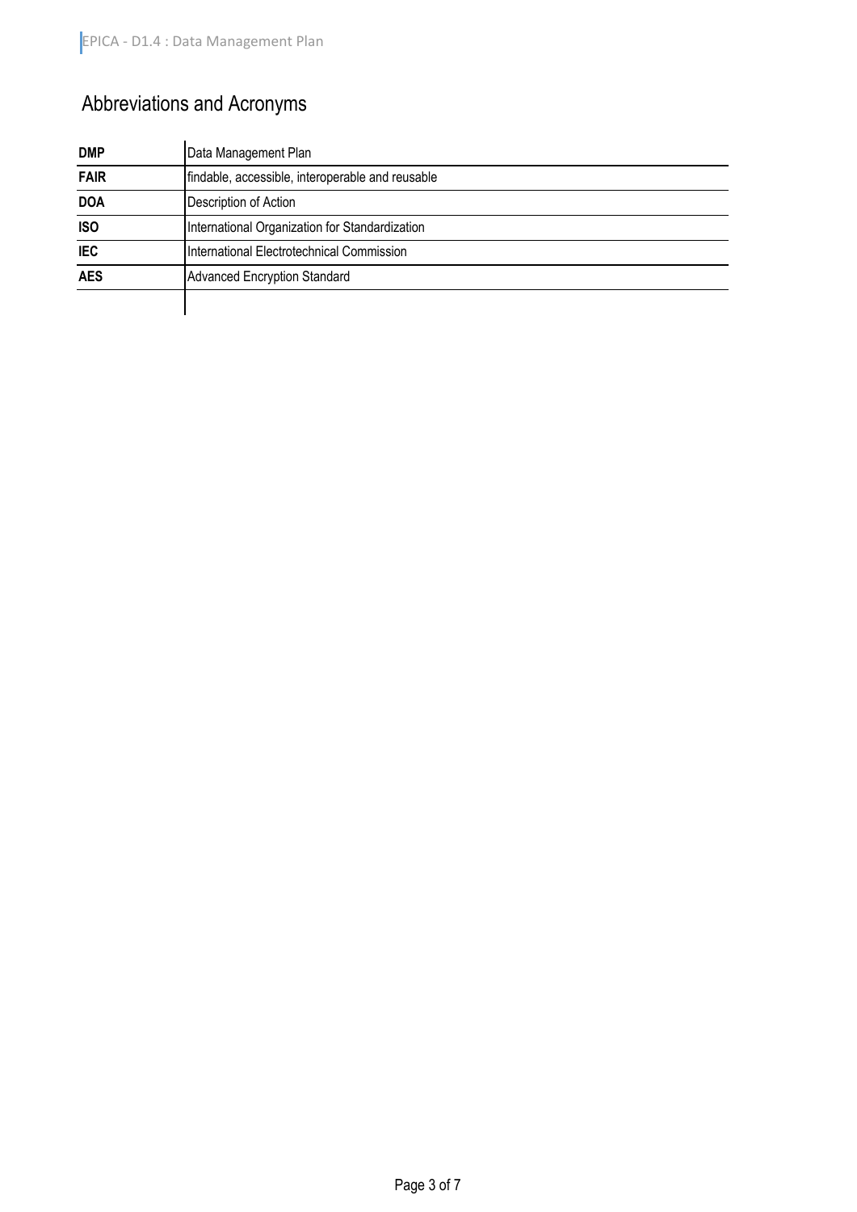# Abbreviations and Acronyms

| | |
|---|---|
| **DMP** | Data Management Plan |
| **FAIR** | findable, accessible, interoperable and reusable |
| **DOA** | Description of Action |
| **ISO** | International Organization for Standardization |
| **IEC** | International Electrotechnical Commission |
| **AES** | Advanced Encryption Standard |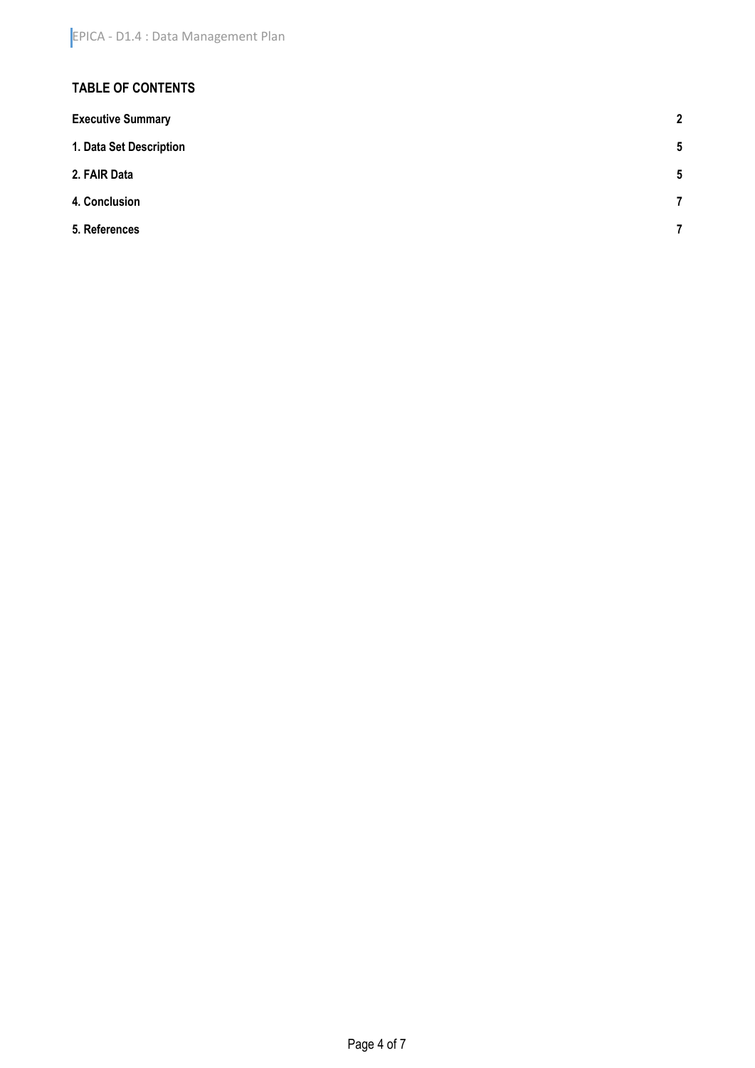## TABLE OF CONTENTS

| | |
|---|---|
| **Executive Summary** | **2** |
| **1. Data Set Description** | **5** |
| **2. FAIR Data** | **5** |
| **4. Conclusion** | **7** |
| **5. References** | **7** |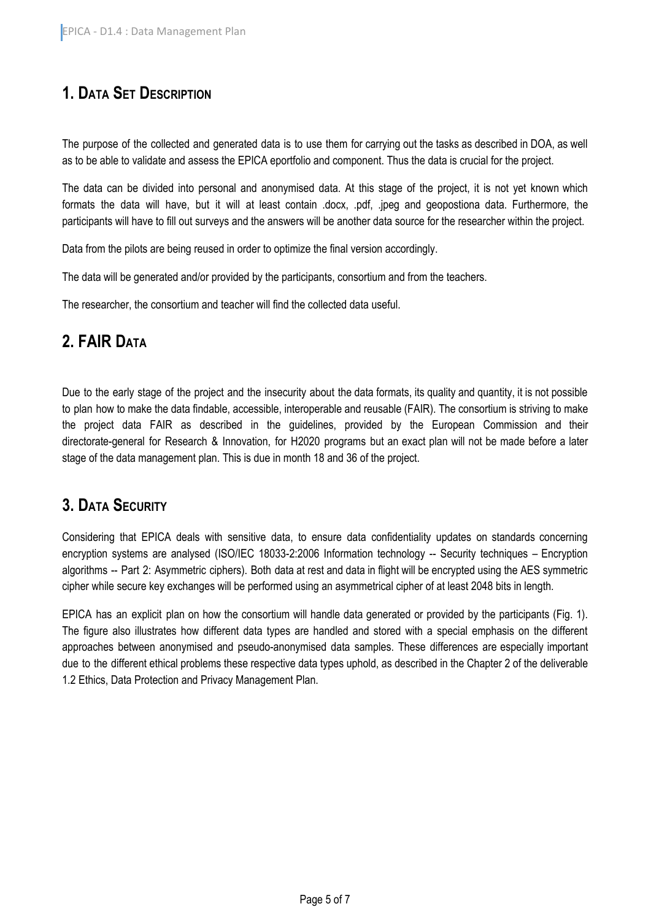## 1. Data Set Description

The purpose of the collected and generated data is to use them for carrying out the tasks as described in DOA, as well as to be able to validate and assess the EPICA eportfolio and component. Thus the data is crucial for the project.

The data can be divided into personal and anonymised data. At this stage of the project, it is not yet known which formats the data will have, but it will at least contain .docx, .pdf, .jpeg and geopostiona data. Furthermore, the participants will have to fill out surveys and the answers will be another data source for the researcher within the project.

Data from the pilots are being reused in order to optimize the final version accordingly.

The data will be generated and/or provided by the participants, consortium and from the teachers.

The researcher, the consortium and teacher will find the collected data useful.

## 2. FAIR Data

Due to the early stage of the project and the insecurity about the data formats, its quality and quantity, it is not possible to plan how to make the data findable, accessible, interoperable and reusable (FAIR). The consortium is striving to make the project data FAIR as described in the guidelines, provided by the European Commission and their directorate-general for Research & Innovation, for H2020 programs but an exact plan will not be made before a later stage of the data management plan. This is due in month 18 and 36 of the project.

## 3. Data Security

Considering that EPICA deals with sensitive data, to ensure data confidentiality updates on standards concerning encryption systems are analysed (ISO/IEC 18033-2:2006 Information technology -- Security techniques – Encryption algorithms -- Part 2: Asymmetric ciphers). Both data at rest and data in flight will be encrypted using the AES symmetric cipher while secure key exchanges will be performed using an asymmetrical cipher of at least 2048 bits in length.

EPICA has an explicit plan on how the consortium will handle data generated or provided by the participants (Fig. 1). The figure also illustrates how different data types are handled and stored with a special emphasis on the different approaches between anonymised and pseudo-anonymised data samples. These differences are especially important due to the different ethical problems these respective data types uphold, as described in the Chapter 2 of the deliverable 1.2 Ethics, Data Protection and Privacy Management Plan.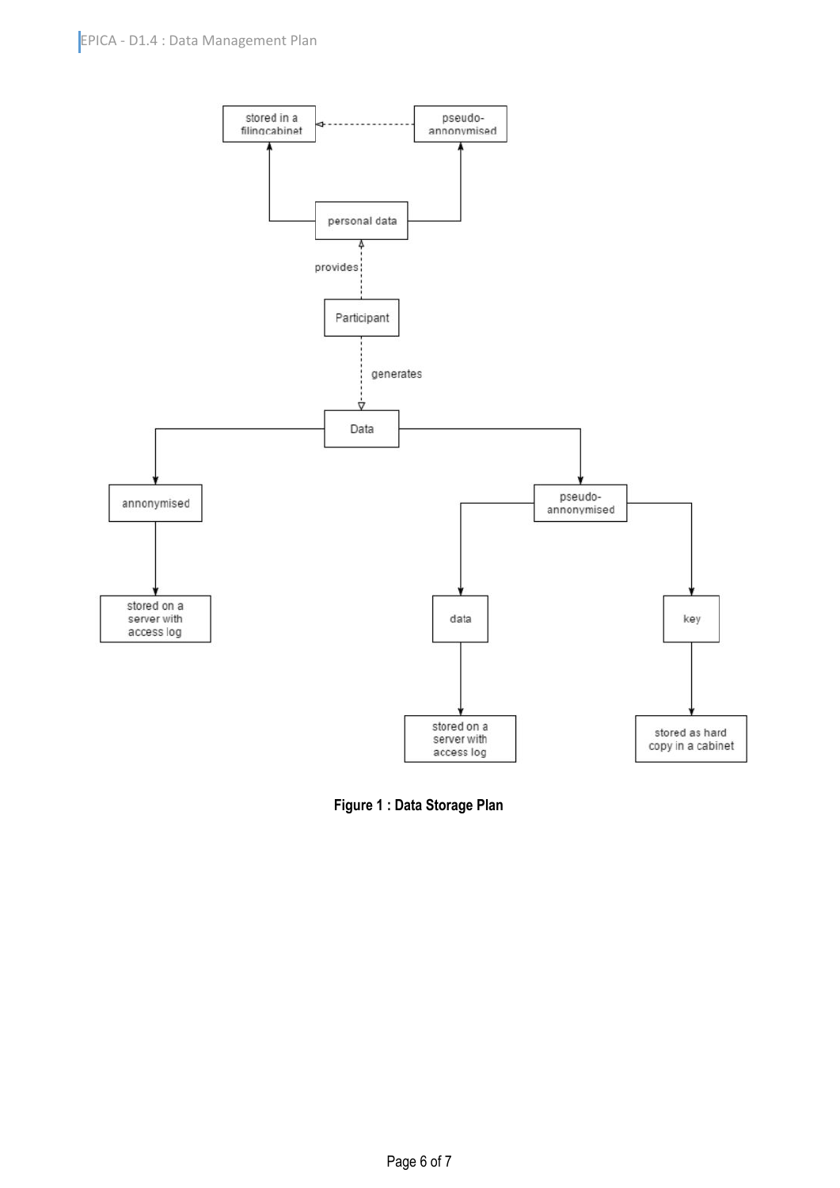Figure 1 : Data Storage Plan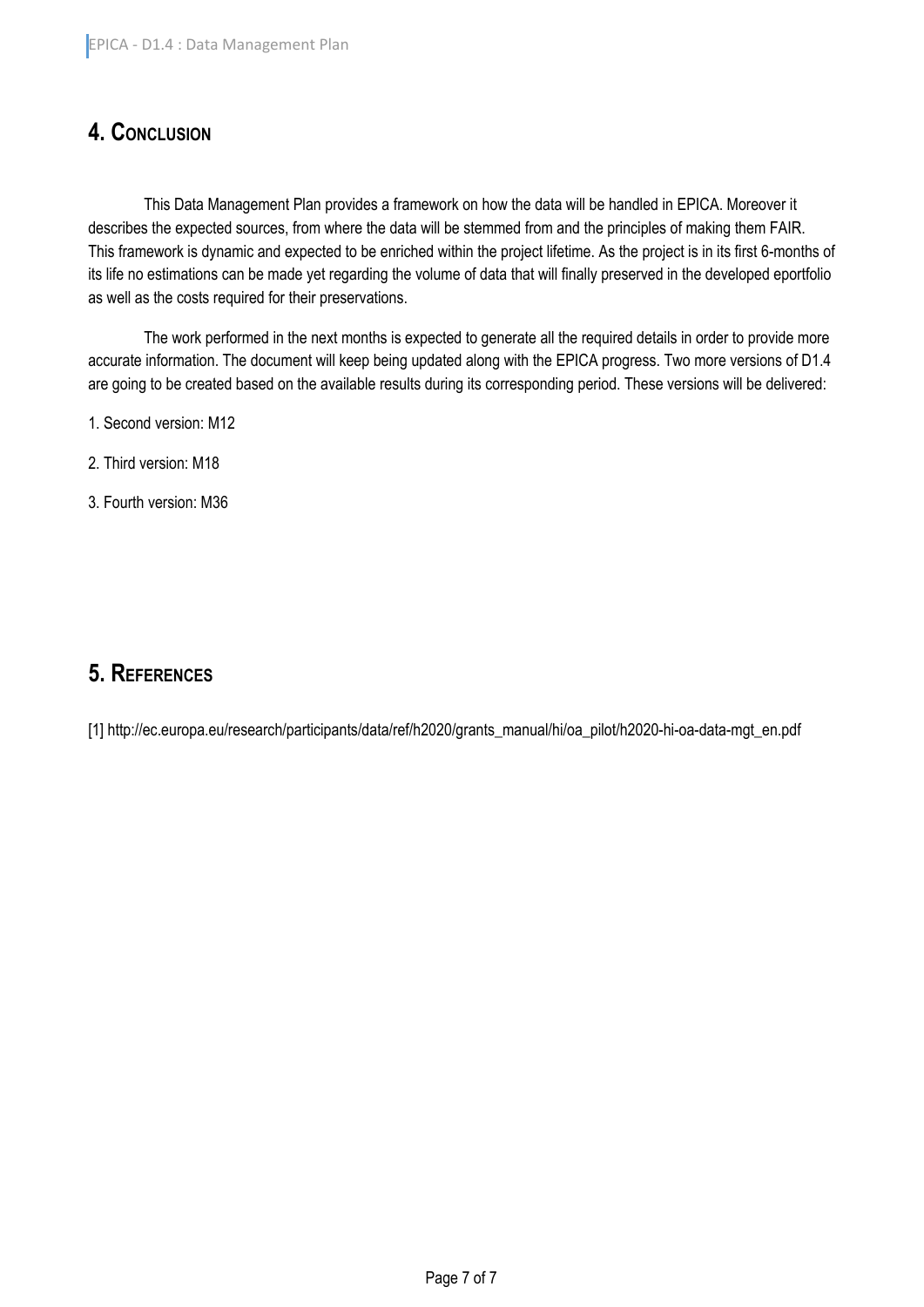# 4. Conclusion

This Data Management Plan provides a framework on how the data will be handled in EPICA. Moreover it describes the expected sources, from where the data will be stemmed from and the principles of making them FAIR. This framework is dynamic and expected to be enriched within the project lifetime. As the project is in its first 6-months of its life no estimations can be made yet regarding the volume of data that will finally preserved in the developed eportfolio as well as the costs required for their preservations.

The work performed in the next months is expected to generate all the required details in order to provide more accurate information. The document will keep being updated along with the EPICA progress. Two more versions of D1.4 are going to be created based on the available results during its corresponding period. These versions will be delivered:

1. Second version: M12
2. Third version: M18
3. Fourth version: M36

# 5. References

[1] http://ec.europa.eu/research/participants/data/ref/h2020/grants_manual/hi/oa_pilot/h2020-hi-oa-data-mgt_en.pdf